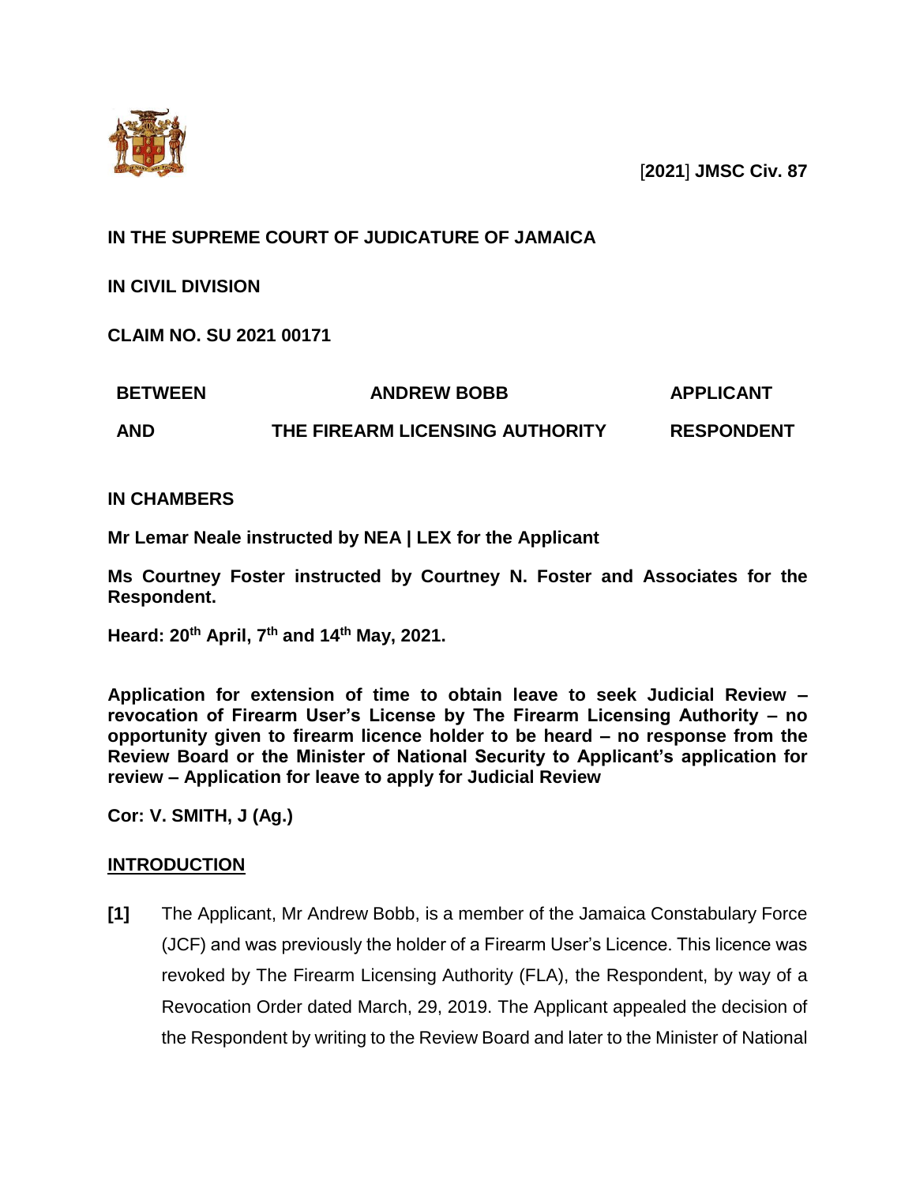[**2021**] **JMSC Civ. 87**

**IN THE SUPREME COURT OF JUDICATURE OF JAMAICA**

**IN CIVIL DIVISION**

**CLAIM NO. SU 2021 00171**

| | | |
|---|---|---|
| **BETWEEN** | **ANDREW BOBB** | **APPLICANT** |
| **AND** | **THE FIREARM LICENSING AUTHORITY** | **RESPONDENT** |

**IN CHAMBERS**

**Mr Lemar Neale instructed by NEA | LEX for the Applicant**

**Ms Courtney Foster instructed by Courtney N. Foster and Associates for the Respondent.**

**Heard: 20th April, 7th and 14th May, 2021.**

**Application for extension of time to obtain leave to seek Judicial Review – revocation of Firearm User's License by The Firearm Licensing Authority – no opportunity given to firearm licence holder to be heard – no response from the Review Board or the Minister of National Security to Applicant's application for review – Application for leave to apply for Judicial Review**

**Cor: V. SMITH, J (Ag.)**

## INTRODUCTION

**[1]** The Applicant, Mr Andrew Bobb, is a member of the Jamaica Constabulary Force (JCF) and was previously the holder of a Firearm User's Licence. This licence was revoked by The Firearm Licensing Authority (FLA), the Respondent, by way of a Revocation Order dated March, 29, 2019. The Applicant appealed the decision of the Respondent by writing to the Review Board and later to the Minister of National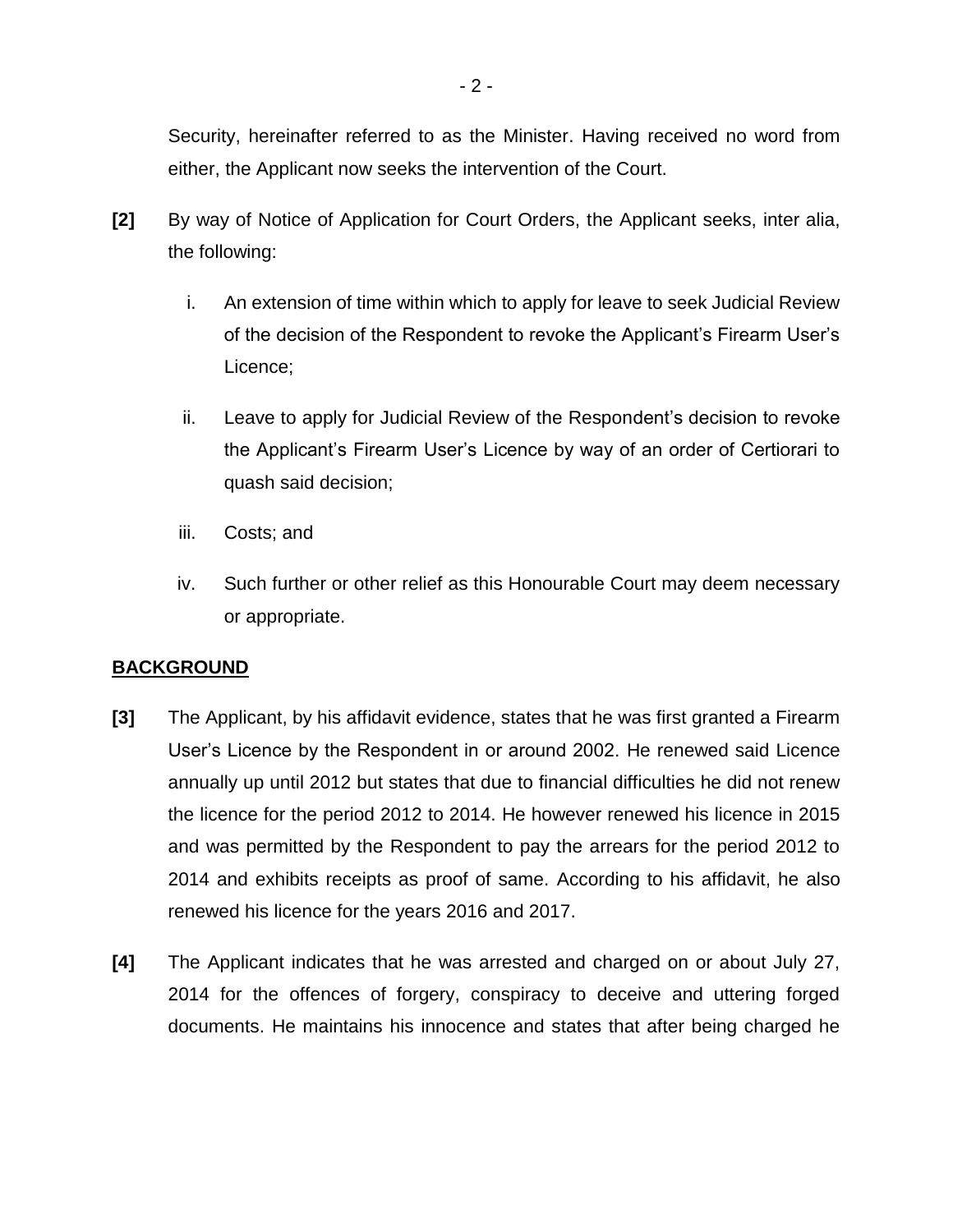Security, hereinafter referred to as the Minister. Having received no word from either, the Applicant now seeks the intervention of the Court.

**[2]** By way of Notice of Application for Court Orders, the Applicant seeks, inter alia, the following:

i. An extension of time within which to apply for leave to seek Judicial Review of the decision of the Respondent to revoke the Applicant's Firearm User's Licence;

ii. Leave to apply for Judicial Review of the Respondent's decision to revoke the Applicant's Firearm User's Licence by way of an order of Certiorari to quash said decision;

iii. Costs; and

iv. Such further or other relief as this Honourable Court may deem necessary or appropriate.

## BACKGROUND

**[3]** The Applicant, by his affidavit evidence, states that he was first granted a Firearm User's Licence by the Respondent in or around 2002. He renewed said Licence annually up until 2012 but states that due to financial difficulties he did not renew the licence for the period 2012 to 2014. He however renewed his licence in 2015 and was permitted by the Respondent to pay the arrears for the period 2012 to 2014 and exhibits receipts as proof of same. According to his affidavit, he also renewed his licence for the years 2016 and 2017.

**[4]** The Applicant indicates that he was arrested and charged on or about July 27, 2014 for the offences of forgery, conspiracy to deceive and uttering forged documents. He maintains his innocence and states that after being charged he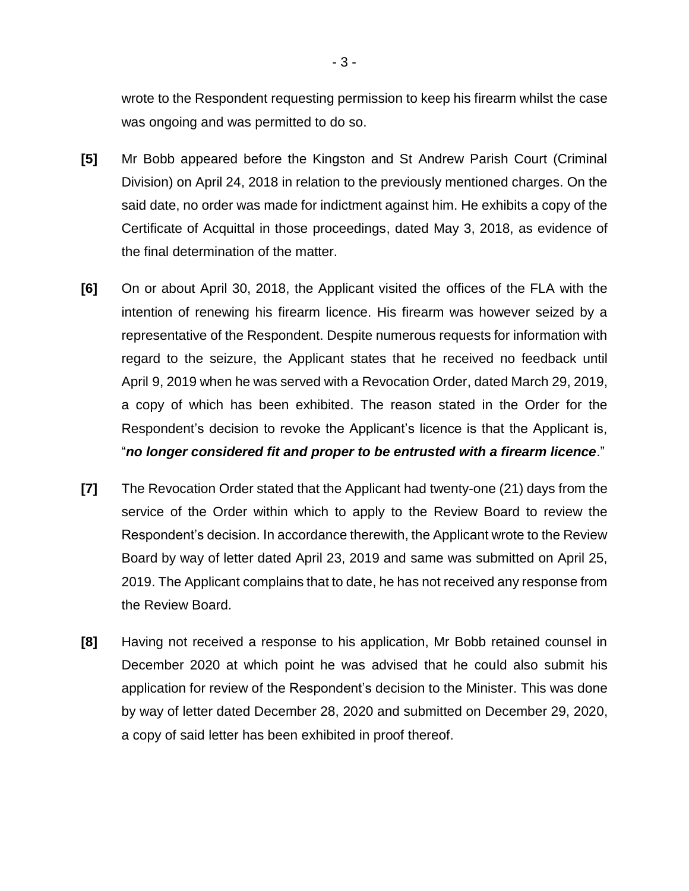wrote to the Respondent requesting permission to keep his firearm whilst the case was ongoing and was permitted to do so.

**[5]** Mr Bobb appeared before the Kingston and St Andrew Parish Court (Criminal Division) on April 24, 2018 in relation to the previously mentioned charges. On the said date, no order was made for indictment against him. He exhibits a copy of the Certificate of Acquittal in those proceedings, dated May 3, 2018, as evidence of the final determination of the matter.

**[6]** On or about April 30, 2018, the Applicant visited the offices of the FLA with the intention of renewing his firearm licence. His firearm was however seized by a representative of the Respondent. Despite numerous requests for information with regard to the seizure, the Applicant states that he received no feedback until April 9, 2019 when he was served with a Revocation Order, dated March 29, 2019, a copy of which has been exhibited. The reason stated in the Order for the Respondent's decision to revoke the Applicant's licence is that the Applicant is, "***no longer considered fit and proper to be entrusted with a firearm licence***."

**[7]** The Revocation Order stated that the Applicant had twenty-one (21) days from the service of the Order within which to apply to the Review Board to review the Respondent's decision. In accordance therewith, the Applicant wrote to the Review Board by way of letter dated April 23, 2019 and same was submitted on April 25, 2019. The Applicant complains that to date, he has not received any response from the Review Board.

**[8]** Having not received a response to his application, Mr Bobb retained counsel in December 2020 at which point he was advised that he could also submit his application for review of the Respondent's decision to the Minister. This was done by way of letter dated December 28, 2020 and submitted on December 29, 2020, a copy of said letter has been exhibited in proof thereof.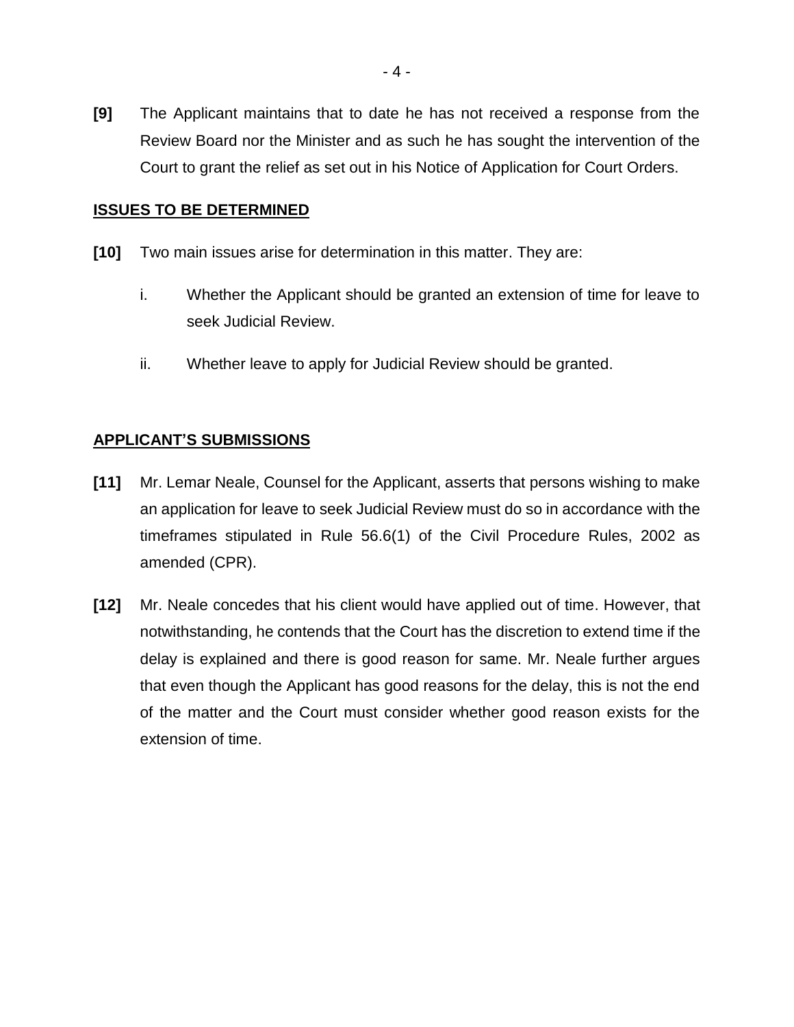**[9]** The Applicant maintains that to date he has not received a response from the Review Board nor the Minister and as such he has sought the intervention of the Court to grant the relief as set out in his Notice of Application for Court Orders.

## ISSUES TO BE DETERMINED

**[10]** Two main issues arise for determination in this matter. They are:

i. Whether the Applicant should be granted an extension of time for leave to seek Judicial Review.

ii. Whether leave to apply for Judicial Review should be granted.

## APPLICANT'S SUBMISSIONS

**[11]** Mr. Lemar Neale, Counsel for the Applicant, asserts that persons wishing to make an application for leave to seek Judicial Review must do so in accordance with the timeframes stipulated in Rule 56.6(1) of the Civil Procedure Rules, 2002 as amended (CPR).

**[12]** Mr. Neale concedes that his client would have applied out of time. However, that notwithstanding, he contends that the Court has the discretion to extend time if the delay is explained and there is good reason for same. Mr. Neale further argues that even though the Applicant has good reasons for the delay, this is not the end of the matter and the Court must consider whether good reason exists for the extension of time.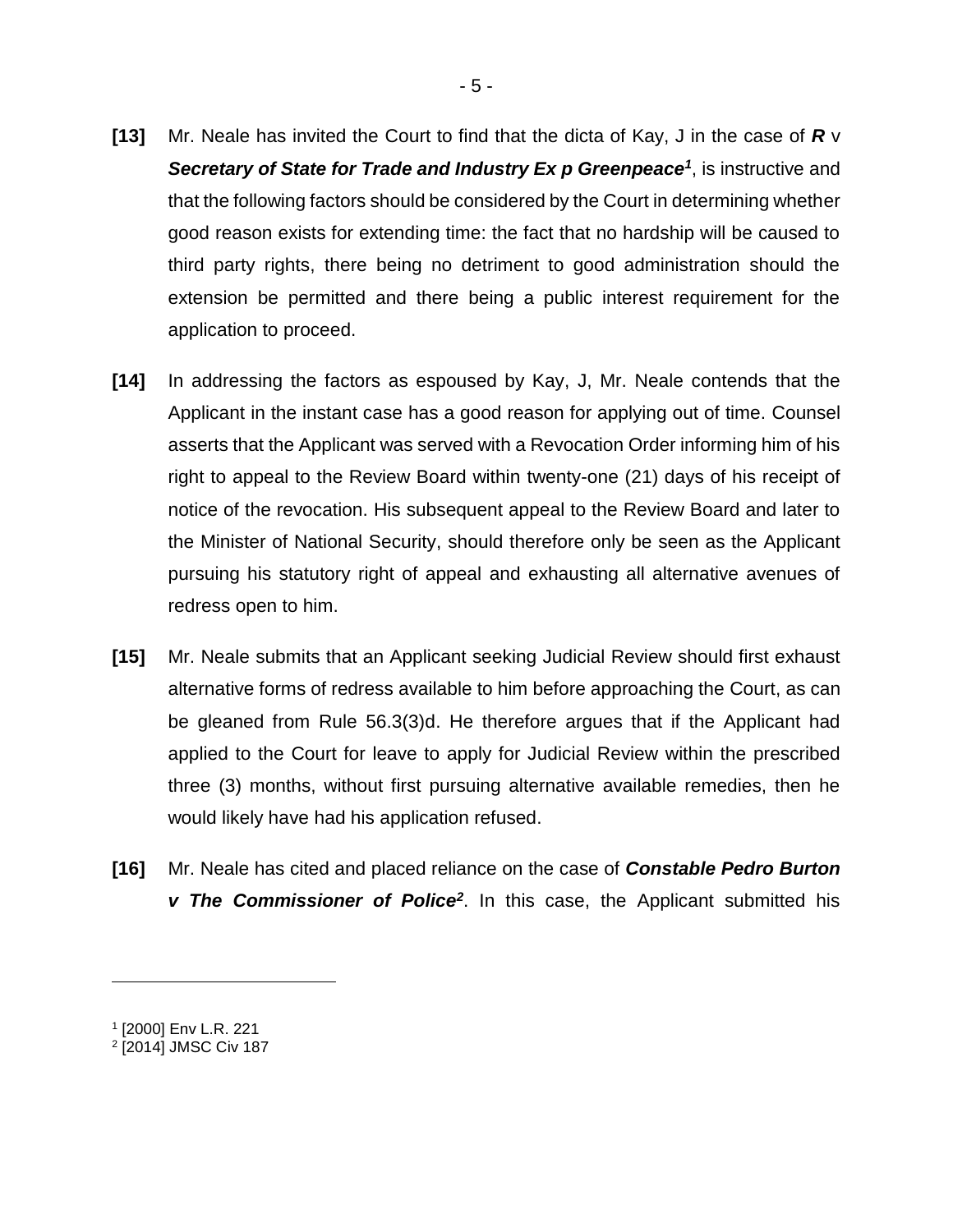**[13]** Mr. Neale has invited the Court to find that the dicta of Kay, J in the case of ***R*** v ***Secretary of State for Trade and Industry Ex p Greenpeace***[1], is instructive and that the following factors should be considered by the Court in determining whether good reason exists for extending time: the fact that no hardship will be caused to third party rights, there being no detriment to good administration should the extension be permitted and there being a public interest requirement for the application to proceed.

**[14]** In addressing the factors as espoused by Kay, J, Mr. Neale contends that the Applicant in the instant case has a good reason for applying out of time. Counsel asserts that the Applicant was served with a Revocation Order informing him of his right to appeal to the Review Board within twenty-one (21) days of his receipt of notice of the revocation. His subsequent appeal to the Review Board and later to the Minister of National Security, should therefore only be seen as the Applicant pursuing his statutory right of appeal and exhausting all alternative avenues of redress open to him.

**[15]** Mr. Neale submits that an Applicant seeking Judicial Review should first exhaust alternative forms of redress available to him before approaching the Court, as can be gleaned from Rule 56.3(3)d. He therefore argues that if the Applicant had applied to the Court for leave to apply for Judicial Review within the prescribed three (3) months, without first pursuing alternative available remedies, then he would likely have had his application refused.

**[16]** Mr. Neale has cited and placed reliance on the case of ***Constable Pedro Burton v The Commissioner of Police***[2]. In this case, the Applicant submitted his

---

[1] [2000] Env L.R. 221
[2] [2014] JMSC Civ 187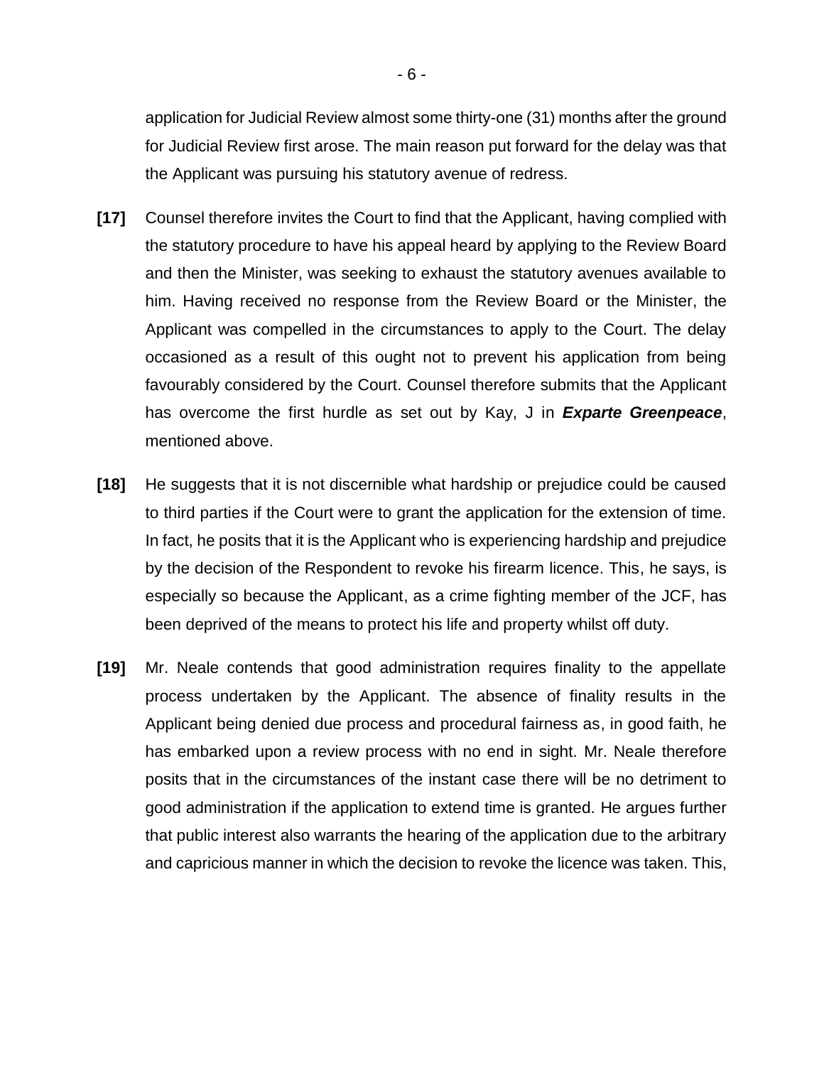application for Judicial Review almost some thirty-one (31) months after the ground for Judicial Review first arose. The main reason put forward for the delay was that the Applicant was pursuing his statutory avenue of redress.

**[17]** Counsel therefore invites the Court to find that the Applicant, having complied with the statutory procedure to have his appeal heard by applying to the Review Board and then the Minister, was seeking to exhaust the statutory avenues available to him. Having received no response from the Review Board or the Minister, the Applicant was compelled in the circumstances to apply to the Court. The delay occasioned as a result of this ought not to prevent his application from being favourably considered by the Court. Counsel therefore submits that the Applicant has overcome the first hurdle as set out by Kay, J in ***Exparte Greenpeace***, mentioned above.

**[18]** He suggests that it is not discernible what hardship or prejudice could be caused to third parties if the Court were to grant the application for the extension of time. In fact, he posits that it is the Applicant who is experiencing hardship and prejudice by the decision of the Respondent to revoke his firearm licence. This, he says, is especially so because the Applicant, as a crime fighting member of the JCF, has been deprived of the means to protect his life and property whilst off duty.

**[19]** Mr. Neale contends that good administration requires finality to the appellate process undertaken by the Applicant. The absence of finality results in the Applicant being denied due process and procedural fairness as, in good faith, he has embarked upon a review process with no end in sight. Mr. Neale therefore posits that in the circumstances of the instant case there will be no detriment to good administration if the application to extend time is granted. He argues further that public interest also warrants the hearing of the application due to the arbitrary and capricious manner in which the decision to revoke the licence was taken. This,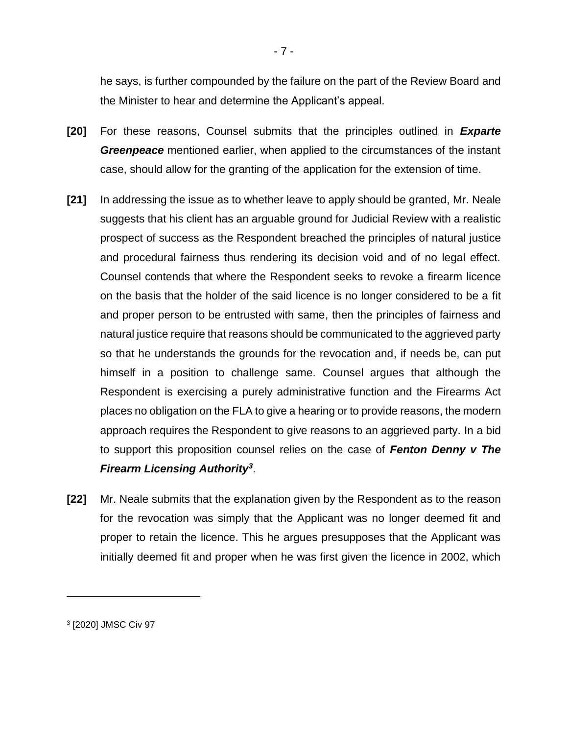he says, is further compounded by the failure on the part of the Review Board and the Minister to hear and determine the Applicant's appeal.

**[20]** For these reasons, Counsel submits that the principles outlined in ***Exparte Greenpeace*** mentioned earlier, when applied to the circumstances of the instant case, should allow for the granting of the application for the extension of time.

**[21]** In addressing the issue as to whether leave to apply should be granted, Mr. Neale suggests that his client has an arguable ground for Judicial Review with a realistic prospect of success as the Respondent breached the principles of natural justice and procedural fairness thus rendering its decision void and of no legal effect. Counsel contends that where the Respondent seeks to revoke a firearm licence on the basis that the holder of the said licence is no longer considered to be a fit and proper person to be entrusted with same, then the principles of fairness and natural justice require that reasons should be communicated to the aggrieved party so that he understands the grounds for the revocation and, if needs be, can put himself in a position to challenge same. Counsel argues that although the Respondent is exercising a purely administrative function and the Firearms Act places no obligation on the FLA to give a hearing or to provide reasons, the modern approach requires the Respondent to give reasons to an aggrieved party. In a bid to support this proposition counsel relies on the case of ***Fenton Denny v The Firearm Licensing Authority***[3].

**[22]** Mr. Neale submits that the explanation given by the Respondent as to the reason for the revocation was simply that the Applicant was no longer deemed fit and proper to retain the licence. This he argues presupposes that the Applicant was initially deemed fit and proper when he was first given the licence in 2002, which

---

[3] [2020] JMSC Civ 97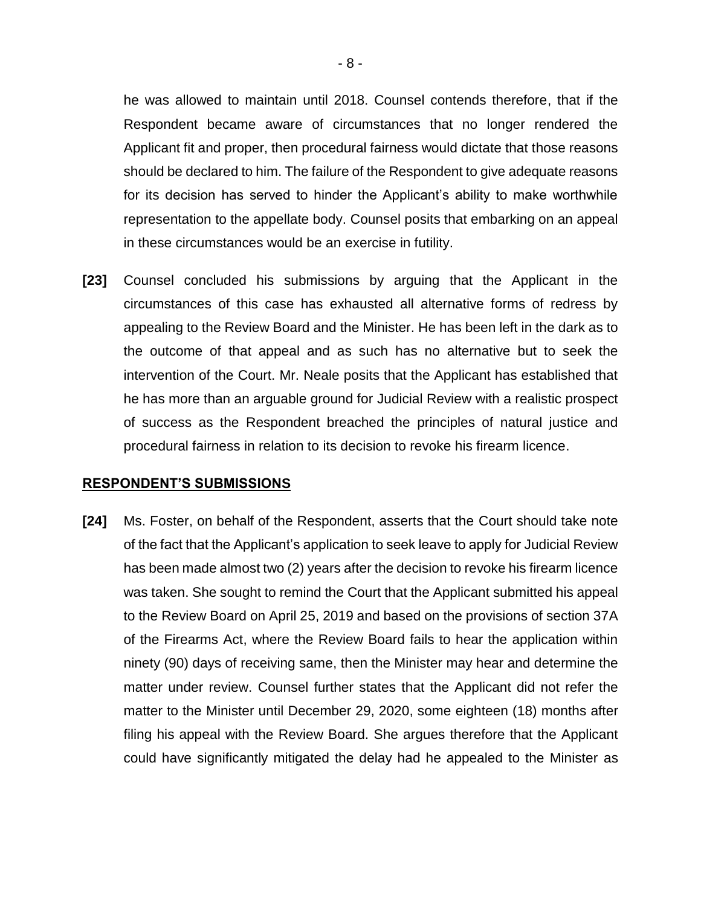he was allowed to maintain until 2018. Counsel contends therefore, that if the Respondent became aware of circumstances that no longer rendered the Applicant fit and proper, then procedural fairness would dictate that those reasons should be declared to him. The failure of the Respondent to give adequate reasons for its decision has served to hinder the Applicant's ability to make worthwhile representation to the appellate body. Counsel posits that embarking on an appeal in these circumstances would be an exercise in futility.

**[23]** Counsel concluded his submissions by arguing that the Applicant in the circumstances of this case has exhausted all alternative forms of redress by appealing to the Review Board and the Minister. He has been left in the dark as to the outcome of that appeal and as such has no alternative but to seek the intervention of the Court. Mr. Neale posits that the Applicant has established that he has more than an arguable ground for Judicial Review with a realistic prospect of success as the Respondent breached the principles of natural justice and procedural fairness in relation to its decision to revoke his firearm licence.

## RESPONDENT'S SUBMISSIONS

**[24]** Ms. Foster, on behalf of the Respondent, asserts that the Court should take note of the fact that the Applicant's application to seek leave to apply for Judicial Review has been made almost two (2) years after the decision to revoke his firearm licence was taken. She sought to remind the Court that the Applicant submitted his appeal to the Review Board on April 25, 2019 and based on the provisions of section 37A of the Firearms Act, where the Review Board fails to hear the application within ninety (90) days of receiving same, then the Minister may hear and determine the matter under review. Counsel further states that the Applicant did not refer the matter to the Minister until December 29, 2020, some eighteen (18) months after filing his appeal with the Review Board. She argues therefore that the Applicant could have significantly mitigated the delay had he appealed to the Minister as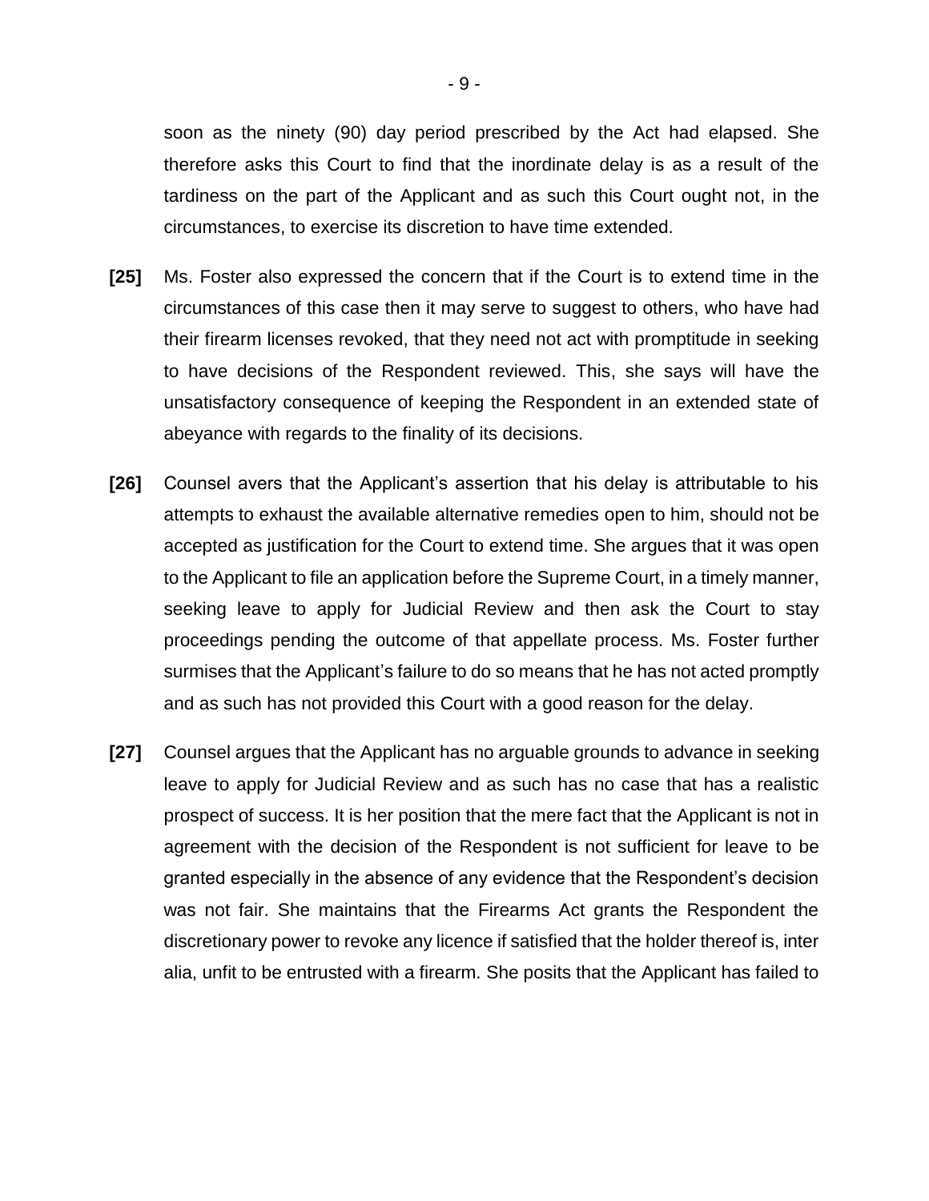soon as the ninety (90) day period prescribed by the Act had elapsed. She therefore asks this Court to find that the inordinate delay is as a result of the tardiness on the part of the Applicant and as such this Court ought not, in the circumstances, to exercise its discretion to have time extended.

**[25]** Ms. Foster also expressed the concern that if the Court is to extend time in the circumstances of this case then it may serve to suggest to others, who have had their firearm licenses revoked, that they need not act with promptitude in seeking to have decisions of the Respondent reviewed. This, she says will have the unsatisfactory consequence of keeping the Respondent in an extended state of abeyance with regards to the finality of its decisions.

**[26]** Counsel avers that the Applicant's assertion that his delay is attributable to his attempts to exhaust the available alternative remedies open to him, should not be accepted as justification for the Court to extend time. She argues that it was open to the Applicant to file an application before the Supreme Court, in a timely manner, seeking leave to apply for Judicial Review and then ask the Court to stay proceedings pending the outcome of that appellate process. Ms. Foster further surmises that the Applicant's failure to do so means that he has not acted promptly and as such has not provided this Court with a good reason for the delay.

**[27]** Counsel argues that the Applicant has no arguable grounds to advance in seeking leave to apply for Judicial Review and as such has no case that has a realistic prospect of success. It is her position that the mere fact that the Applicant is not in agreement with the decision of the Respondent is not sufficient for leave to be granted especially in the absence of any evidence that the Respondent's decision was not fair. She maintains that the Firearms Act grants the Respondent the discretionary power to revoke any licence if satisfied that the holder thereof is, inter alia, unfit to be entrusted with a firearm. She posits that the Applicant has failed to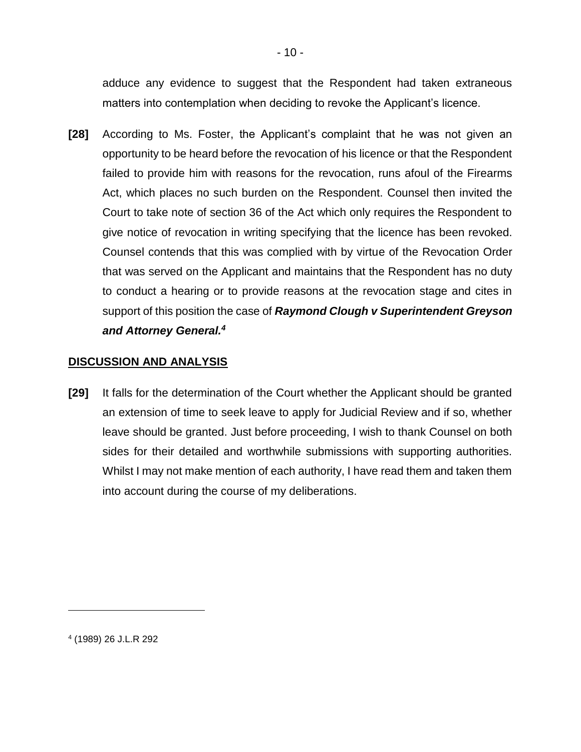adduce any evidence to suggest that the Respondent had taken extraneous matters into contemplation when deciding to revoke the Applicant's licence.

**[28]** According to Ms. Foster, the Applicant's complaint that he was not given an opportunity to be heard before the revocation of his licence or that the Respondent failed to provide him with reasons for the revocation, runs afoul of the Firearms Act, which places no such burden on the Respondent. Counsel then invited the Court to take note of section 36 of the Act which only requires the Respondent to give notice of revocation in writing specifying that the licence has been revoked. Counsel contends that this was complied with by virtue of the Revocation Order that was served on the Applicant and maintains that the Respondent has no duty to conduct a hearing or to provide reasons at the revocation stage and cites in support of this position the case of ***Raymond Clough v Superintendent Greyson and Attorney General.***[4]

## DISCUSSION AND ANALYSIS

**[29]** It falls for the determination of the Court whether the Applicant should be granted an extension of time to seek leave to apply for Judicial Review and if so, whether leave should be granted. Just before proceeding, I wish to thank Counsel on both sides for their detailed and worthwhile submissions with supporting authorities. Whilst I may not make mention of each authority, I have read them and taken them into account during the course of my deliberations.

---

[4] (1989) 26 J.L.R 292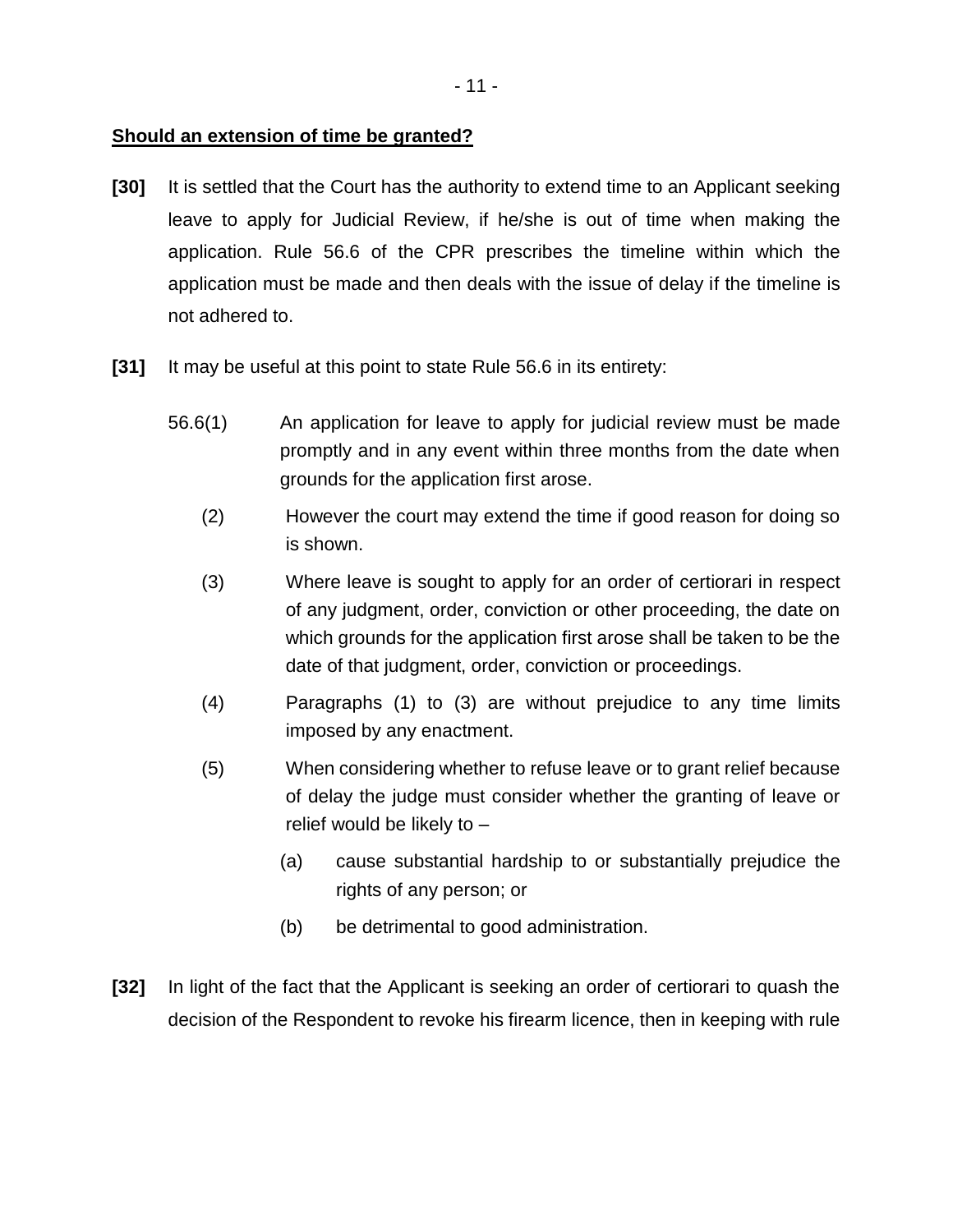**Should an extension of time be granted?**

**[30]** It is settled that the Court has the authority to extend time to an Applicant seeking leave to apply for Judicial Review, if he/she is out of time when making the application. Rule 56.6 of the CPR prescribes the timeline within which the application must be made and then deals with the issue of delay if the timeline is not adhered to.

**[31]** It may be useful at this point to state Rule 56.6 in its entirety:

> 56.6(1) An application for leave to apply for judicial review must be made promptly and in any event within three months from the date when grounds for the application first arose.
>
> (2) However the court may extend the time if good reason for doing so is shown.
>
> (3) Where leave is sought to apply for an order of certiorari in respect of any judgment, order, conviction or other proceeding, the date on which grounds for the application first arose shall be taken to be the date of that judgment, order, conviction or proceedings.
>
> (4) Paragraphs (1) to (3) are without prejudice to any time limits imposed by any enactment.
>
> (5) When considering whether to refuse leave or to grant relief because of delay the judge must consider whether the granting of leave or relief would be likely to –
>
> (a) cause substantial hardship to or substantially prejudice the rights of any person; or
>
> (b) be detrimental to good administration.

**[32]** In light of the fact that the Applicant is seeking an order of certiorari to quash the decision of the Respondent to revoke his firearm licence, then in keeping with rule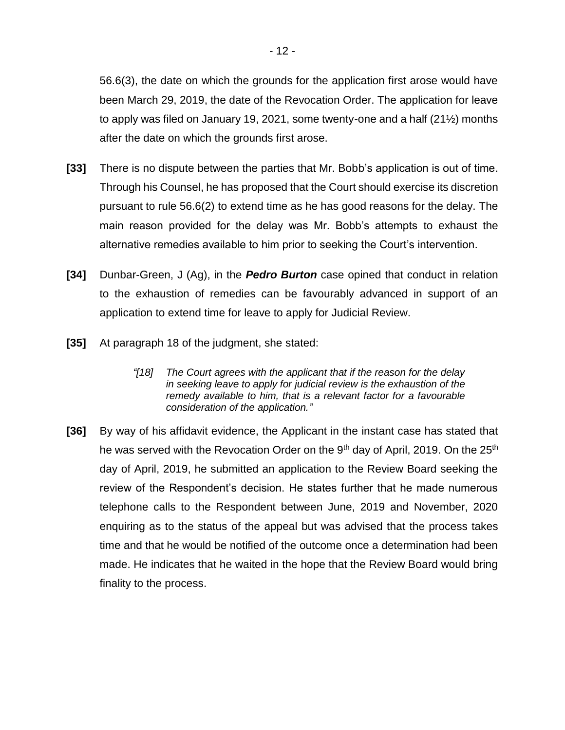56.6(3), the date on which the grounds for the application first arose would have been March 29, 2019, the date of the Revocation Order. The application for leave to apply was filed on January 19, 2021, some twenty-one and a half (21½) months after the date on which the grounds first arose.

**[33]** There is no dispute between the parties that Mr. Bobb's application is out of time. Through his Counsel, he has proposed that the Court should exercise its discretion pursuant to rule 56.6(2) to extend time as he has good reasons for the delay. The main reason provided for the delay was Mr. Bobb's attempts to exhaust the alternative remedies available to him prior to seeking the Court's intervention.

**[34]** Dunbar-Green, J (Ag), in the ***Pedro Burton*** case opined that conduct in relation to the exhaustion of remedies can be favourably advanced in support of an application to extend time for leave to apply for Judicial Review.

**[35]** At paragraph 18 of the judgment, she stated:

> *"[18] The Court agrees with the applicant that if the reason for the delay in seeking leave to apply for judicial review is the exhaustion of the remedy available to him, that is a relevant factor for a favourable consideration of the application."*

**[36]** By way of his affidavit evidence, the Applicant in the instant case has stated that he was served with the Revocation Order on the 9th day of April, 2019. On the 25th day of April, 2019, he submitted an application to the Review Board seeking the review of the Respondent's decision. He states further that he made numerous telephone calls to the Respondent between June, 2019 and November, 2020 enquiring as to the status of the appeal but was advised that the process takes time and that he would be notified of the outcome once a determination had been made. He indicates that he waited in the hope that the Review Board would bring finality to the process.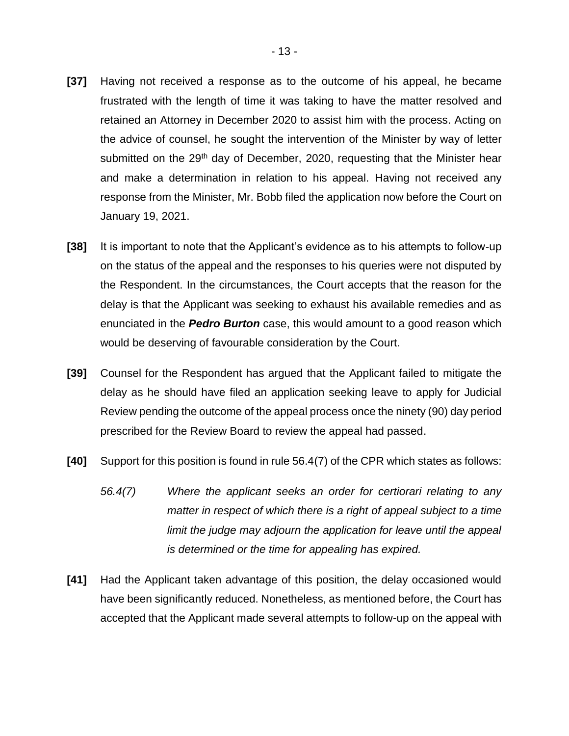**[37]** Having not received a response as to the outcome of his appeal, he became frustrated with the length of time it was taking to have the matter resolved and retained an Attorney in December 2020 to assist him with the process. Acting on the advice of counsel, he sought the intervention of the Minister by way of letter submitted on the 29th day of December, 2020, requesting that the Minister hear and make a determination in relation to his appeal. Having not received any response from the Minister, Mr. Bobb filed the application now before the Court on January 19, 2021.

**[38]** It is important to note that the Applicant's evidence as to his attempts to follow-up on the status of the appeal and the responses to his queries were not disputed by the Respondent. In the circumstances, the Court accepts that the reason for the delay is that the Applicant was seeking to exhaust his available remedies and as enunciated in the ***Pedro Burton*** case, this would amount to a good reason which would be deserving of favourable consideration by the Court.

**[39]** Counsel for the Respondent has argued that the Applicant failed to mitigate the delay as he should have filed an application seeking leave to apply for Judicial Review pending the outcome of the appeal process once the ninety (90) day period prescribed for the Review Board to review the appeal had passed.

**[40]** Support for this position is found in rule 56.4(7) of the CPR which states as follows:

> *56.4(7) Where the applicant seeks an order for certiorari relating to any matter in respect of which there is a right of appeal subject to a time limit the judge may adjourn the application for leave until the appeal is determined or the time for appealing has expired.*

**[41]** Had the Applicant taken advantage of this position, the delay occasioned would have been significantly reduced. Nonetheless, as mentioned before, the Court has accepted that the Applicant made several attempts to follow-up on the appeal with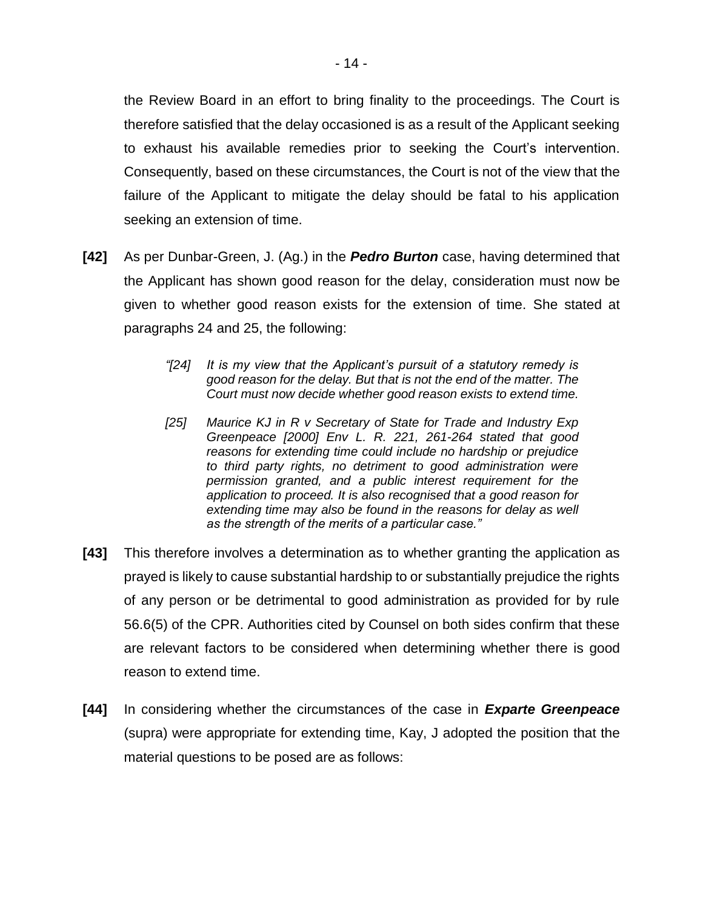the Review Board in an effort to bring finality to the proceedings. The Court is therefore satisfied that the delay occasioned is as a result of the Applicant seeking to exhaust his available remedies prior to seeking the Court's intervention. Consequently, based on these circumstances, the Court is not of the view that the failure of the Applicant to mitigate the delay should be fatal to his application seeking an extension of time.

**[42]** As per Dunbar-Green, J. (Ag.) in the ***Pedro Burton*** case, having determined that the Applicant has shown good reason for the delay, consideration must now be given to whether good reason exists for the extension of time. She stated at paragraphs 24 and 25, the following:

> *"[24] It is my view that the Applicant's pursuit of a statutory remedy is good reason for the delay. But that is not the end of the matter. The Court must now decide whether good reason exists to extend time.*
>
> *[25] Maurice KJ in R v Secretary of State for Trade and Industry Exp Greenpeace [2000] Env L. R. 221, 261-264 stated that good reasons for extending time could include no hardship or prejudice to third party rights, no detriment to good administration were permission granted, and a public interest requirement for the application to proceed. It is also recognised that a good reason for extending time may also be found in the reasons for delay as well as the strength of the merits of a particular case."*

**[43]** This therefore involves a determination as to whether granting the application as prayed is likely to cause substantial hardship to or substantially prejudice the rights of any person or be detrimental to good administration as provided for by rule 56.6(5) of the CPR. Authorities cited by Counsel on both sides confirm that these are relevant factors to be considered when determining whether there is good reason to extend time.

**[44]** In considering whether the circumstances of the case in ***Exparte Greenpeace*** (supra) were appropriate for extending time, Kay, J adopted the position that the material questions to be posed are as follows: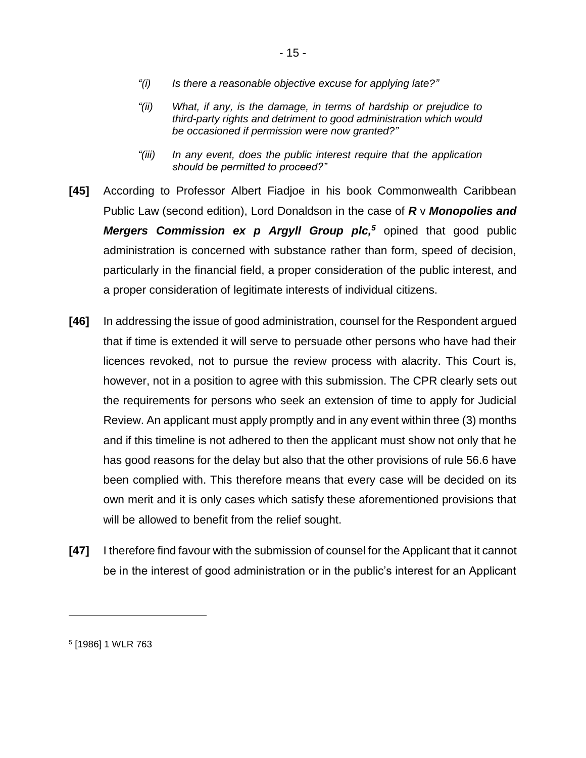> *"(i) Is there a reasonable objective excuse for applying late?"*
>
> *"(ii) What, if any, is the damage, in terms of hardship or prejudice to third-party rights and detriment to good administration which would be occasioned if permission were now granted?"*
>
> *"(iii) In any event, does the public interest require that the application should be permitted to proceed?"*

**[45]** According to Professor Albert Fiadjoe in his book Commonwealth Caribbean Public Law (second edition), Lord Donaldson in the case of ***R*** v ***Monopolies and Mergers Commission ex p Argyll Group plc,***[5] opined that good public administration is concerned with substance rather than form, speed of decision, particularly in the financial field, a proper consideration of the public interest, and a proper consideration of legitimate interests of individual citizens.

**[46]** In addressing the issue of good administration, counsel for the Respondent argued that if time is extended it will serve to persuade other persons who have had their licences revoked, not to pursue the review process with alacrity. This Court is, however, not in a position to agree with this submission. The CPR clearly sets out the requirements for persons who seek an extension of time to apply for Judicial Review. An applicant must apply promptly and in any event within three (3) months and if this timeline is not adhered to then the applicant must show not only that he has good reasons for the delay but also that the other provisions of rule 56.6 have been complied with. This therefore means that every case will be decided on its own merit and it is only cases which satisfy these aforementioned provisions that will be allowed to benefit from the relief sought.

**[47]** I therefore find favour with the submission of counsel for the Applicant that it cannot be in the interest of good administration or in the public's interest for an Applicant

---

[5] [1986] 1 WLR 763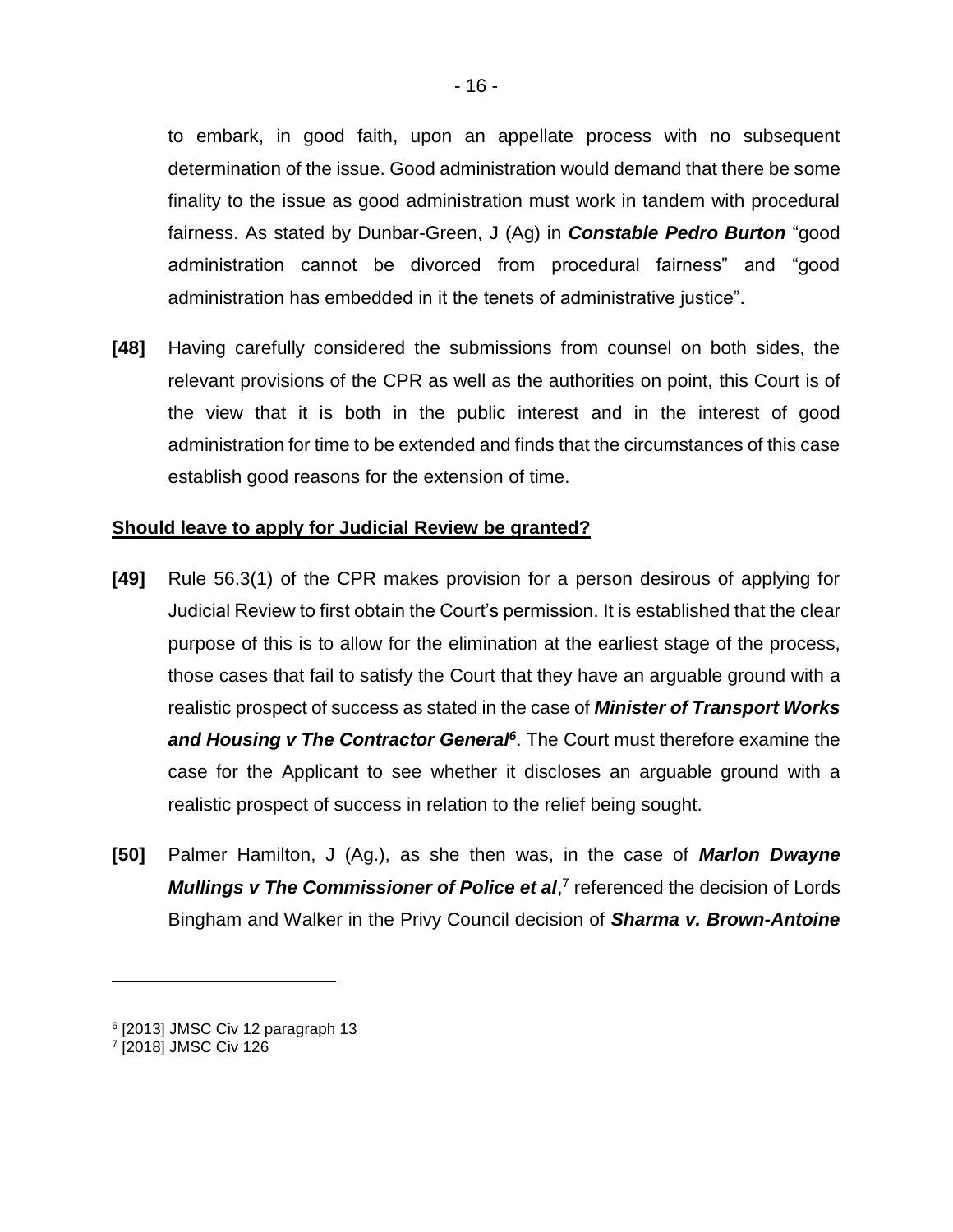to embark, in good faith, upon an appellate process with no subsequent determination of the issue. Good administration would demand that there be some finality to the issue as good administration must work in tandem with procedural fairness. As stated by Dunbar-Green, J (Ag) in ***Constable Pedro Burton*** "good administration cannot be divorced from procedural fairness" and "good administration has embedded in it the tenets of administrative justice".

**[48]** Having carefully considered the submissions from counsel on both sides, the relevant provisions of the CPR as well as the authorities on point, this Court is of the view that it is both in the public interest and in the interest of good administration for time to be extended and finds that the circumstances of this case establish good reasons for the extension of time.

**<u>Should leave to apply for Judicial Review be granted?</u>**

**[49]** Rule 56.3(1) of the CPR makes provision for a person desirous of applying for Judicial Review to first obtain the Court's permission. It is established that the clear purpose of this is to allow for the elimination at the earliest stage of the process, those cases that fail to satisfy the Court that they have an arguable ground with a realistic prospect of success as stated in the case of ***Minister of Transport Works and Housing v The Contractor General***[6]. The Court must therefore examine the case for the Applicant to see whether it discloses an arguable ground with a realistic prospect of success in relation to the relief being sought.

**[50]** Palmer Hamilton, J (Ag.), as she then was, in the case of ***Marlon Dwayne Mullings v The Commissioner of Police et al***,[7] referenced the decision of Lords Bingham and Walker in the Privy Council decision of ***Sharma v. Brown-Antoine***

---

[6] [2013] JMSC Civ 12 paragraph 13

[7] [2018] JMSC Civ 126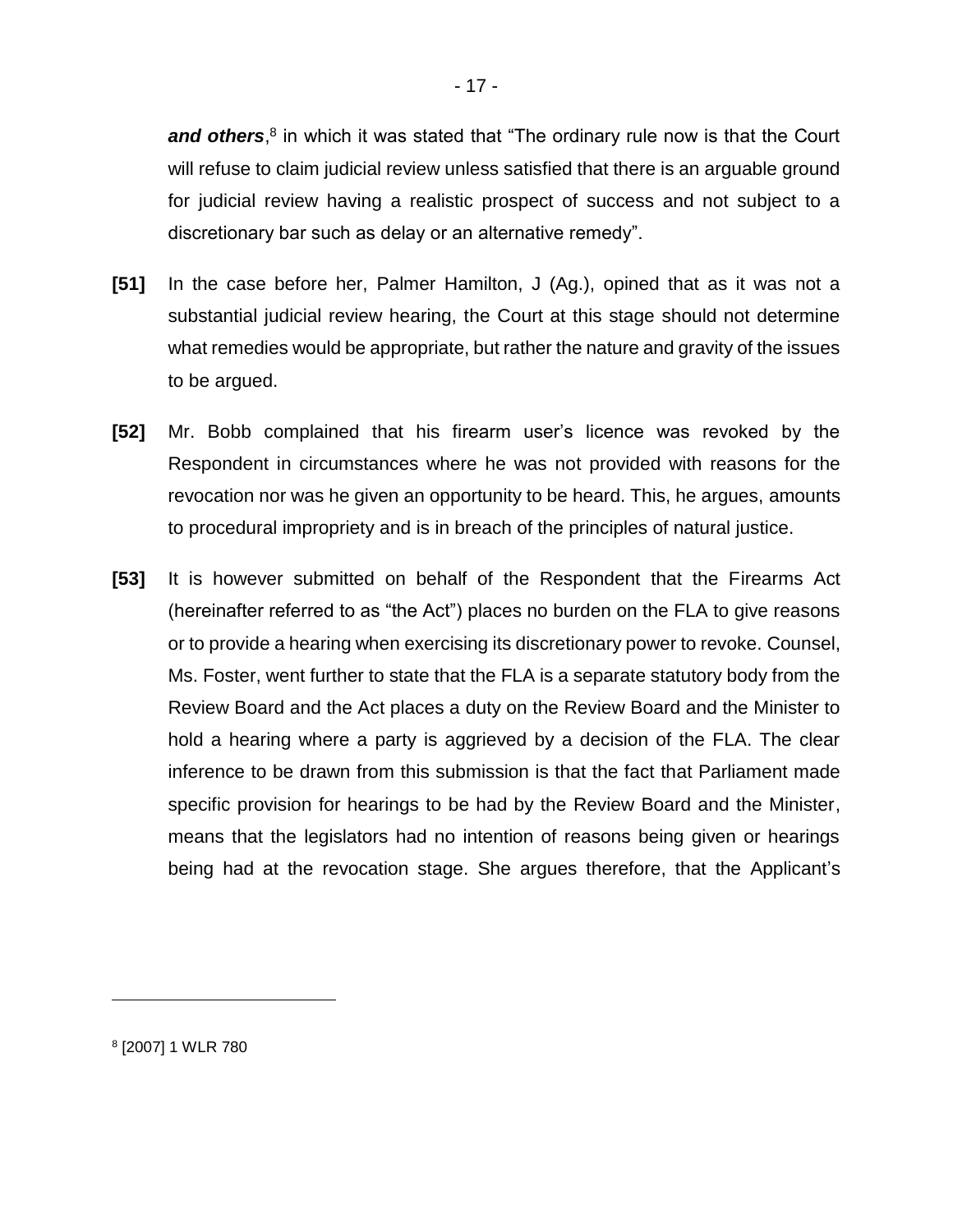***and others***,[8] in which it was stated that "The ordinary rule now is that the Court will refuse to claim judicial review unless satisfied that there is an arguable ground for judicial review having a realistic prospect of success and not subject to a discretionary bar such as delay or an alternative remedy".

**[51]** In the case before her, Palmer Hamilton, J (Ag.), opined that as it was not a substantial judicial review hearing, the Court at this stage should not determine what remedies would be appropriate, but rather the nature and gravity of the issues to be argued.

**[52]** Mr. Bobb complained that his firearm user's licence was revoked by the Respondent in circumstances where he was not provided with reasons for the revocation nor was he given an opportunity to be heard. This, he argues, amounts to procedural impropriety and is in breach of the principles of natural justice.

**[53]** It is however submitted on behalf of the Respondent that the Firearms Act (hereinafter referred to as "the Act") places no burden on the FLA to give reasons or to provide a hearing when exercising its discretionary power to revoke. Counsel, Ms. Foster, went further to state that the FLA is a separate statutory body from the Review Board and the Act places a duty on the Review Board and the Minister to hold a hearing where a party is aggrieved by a decision of the FLA. The clear inference to be drawn from this submission is that the fact that Parliament made specific provision for hearings to be had by the Review Board and the Minister, means that the legislators had no intention of reasons being given or hearings being had at the revocation stage. She argues therefore, that the Applicant's

[8] [2007] 1 WLR 780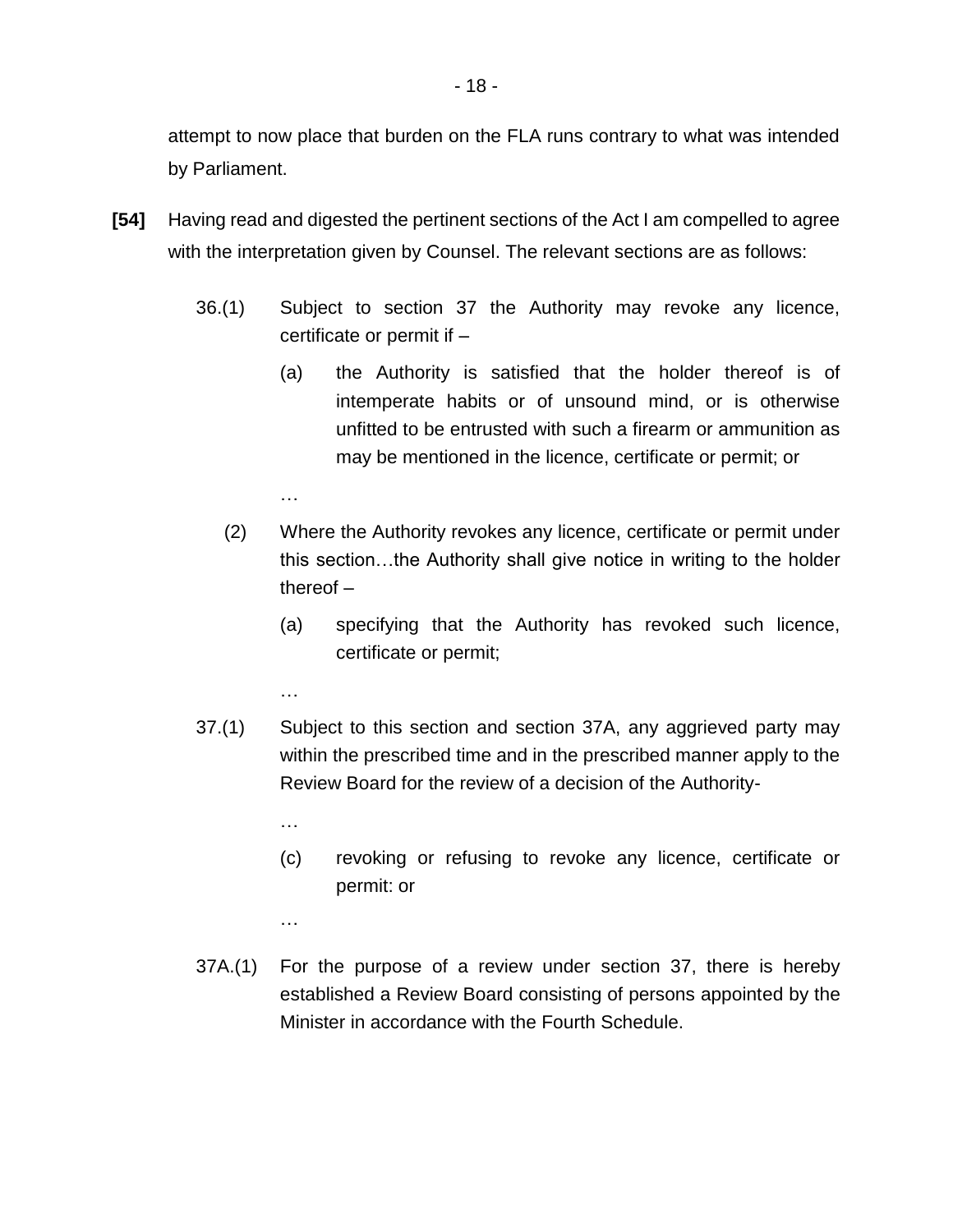attempt to now place that burden on the FLA runs contrary to what was intended by Parliament.

**[54]** Having read and digested the pertinent sections of the Act I am compelled to agree with the interpretation given by Counsel. The relevant sections are as follows:

> 36.(1) Subject to section 37 the Authority may revoke any licence, certificate or permit if –
>
> (a) the Authority is satisfied that the holder thereof is of intemperate habits or of unsound mind, or is otherwise unfitted to be entrusted with such a firearm or ammunition as may be mentioned in the licence, certificate or permit; or
>
> …
>
> (2) Where the Authority revokes any licence, certificate or permit under this section…the Authority shall give notice in writing to the holder thereof –
>
> (a) specifying that the Authority has revoked such licence, certificate or permit;
>
> …
>
> 37.(1) Subject to this section and section 37A, any aggrieved party may within the prescribed time and in the prescribed manner apply to the Review Board for the review of a decision of the Authority-
>
> …
>
> (c) revoking or refusing to revoke any licence, certificate or permit: or
>
> …
>
> 37A.(1) For the purpose of a review under section 37, there is hereby established a Review Board consisting of persons appointed by the Minister in accordance with the Fourth Schedule.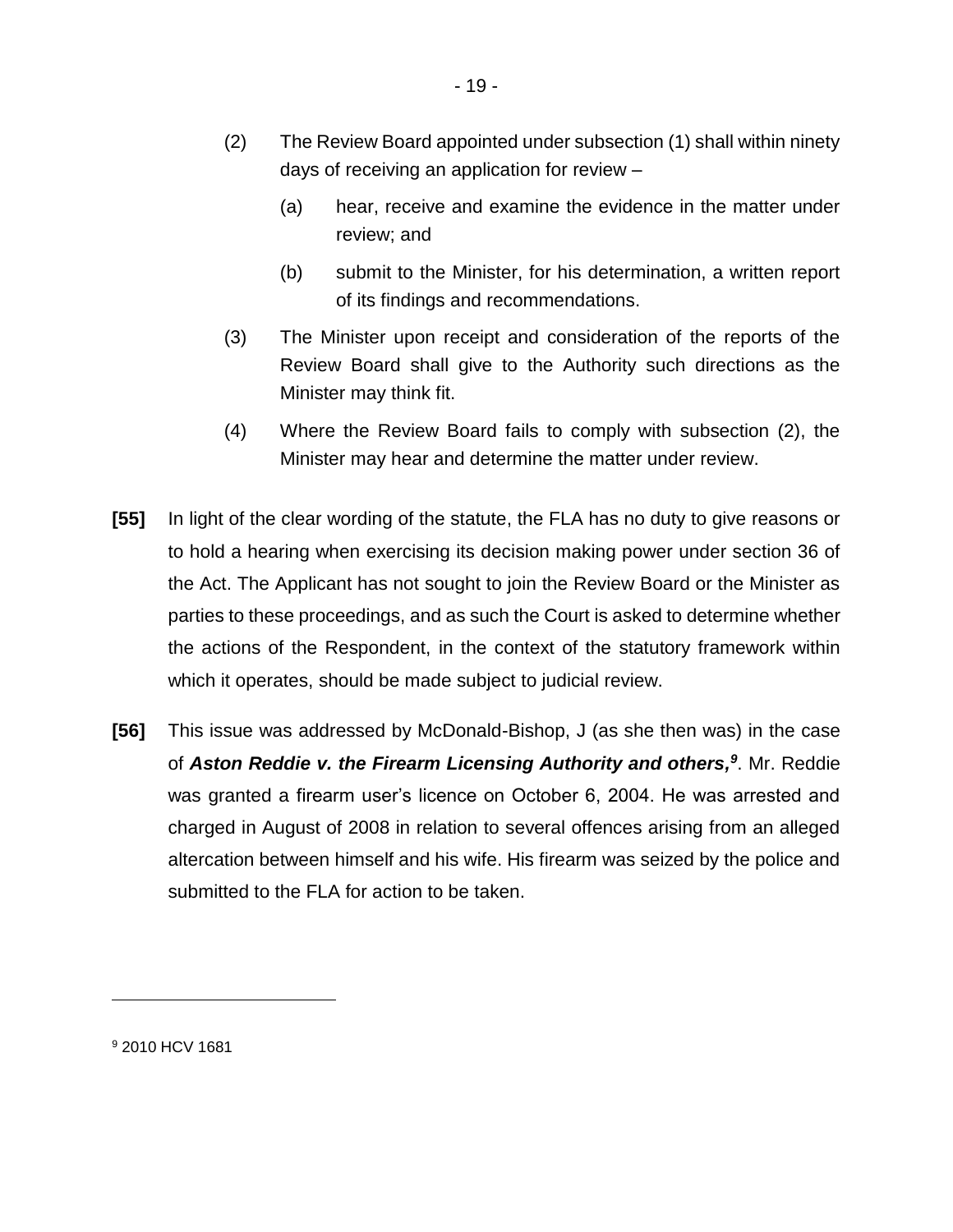(2) The Review Board appointed under subsection (1) shall within ninety days of receiving an application for review –

(a) hear, receive and examine the evidence in the matter under review; and

(b) submit to the Minister, for his determination, a written report of its findings and recommendations.

(3) The Minister upon receipt and consideration of the reports of the Review Board shall give to the Authority such directions as the Minister may think fit.

(4) Where the Review Board fails to comply with subsection (2), the Minister may hear and determine the matter under review.

**[55]** In light of the clear wording of the statute, the FLA has no duty to give reasons or to hold a hearing when exercising its decision making power under section 36 of the Act. The Applicant has not sought to join the Review Board or the Minister as parties to these proceedings, and as such the Court is asked to determine whether the actions of the Respondent, in the context of the statutory framework within which it operates, should be made subject to judicial review.

**[56]** This issue was addressed by McDonald-Bishop, J (as she then was) in the case of ***Aston Reddie v. the Firearm Licensing Authority and others,***[9]. Mr. Reddie was granted a firearm user's licence on October 6, 2004. He was arrested and charged in August of 2008 in relation to several offences arising from an alleged altercation between himself and his wife. His firearm was seized by the police and submitted to the FLA for action to be taken.

---

[9] 2010 HCV 1681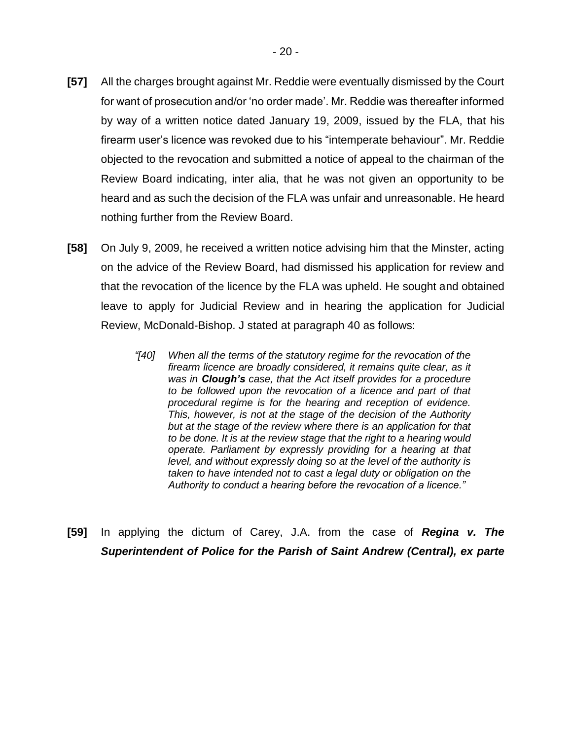**[57]** All the charges brought against Mr. Reddie were eventually dismissed by the Court for want of prosecution and/or 'no order made'. Mr. Reddie was thereafter informed by way of a written notice dated January 19, 2009, issued by the FLA, that his firearm user's licence was revoked due to his "intemperate behaviour". Mr. Reddie objected to the revocation and submitted a notice of appeal to the chairman of the Review Board indicating, inter alia, that he was not given an opportunity to be heard and as such the decision of the FLA was unfair and unreasonable. He heard nothing further from the Review Board.

**[58]** On July 9, 2009, he received a written notice advising him that the Minster, acting on the advice of the Review Board, had dismissed his application for review and that the revocation of the licence by the FLA was upheld. He sought and obtained leave to apply for Judicial Review and in hearing the application for Judicial Review, McDonald-Bishop. J stated at paragraph 40 as follows:

> *"[40] When all the terms of the statutory regime for the revocation of the firearm licence are broadly considered, it remains quite clear, as it was in **Clough's** case, that the Act itself provides for a procedure to be followed upon the revocation of a licence and part of that procedural regime is for the hearing and reception of evidence. This, however, is not at the stage of the decision of the Authority but at the stage of the review where there is an application for that to be done. It is at the review stage that the right to a hearing would operate. Parliament by expressly providing for a hearing at that level, and without expressly doing so at the level of the authority is taken to have intended not to cast a legal duty or obligation on the Authority to conduct a hearing before the revocation of a licence."*

**[59]** In applying the dictum of Carey, J.A. from the case of ***Regina v. The Superintendent of Police for the Parish of Saint Andrew (Central), ex parte***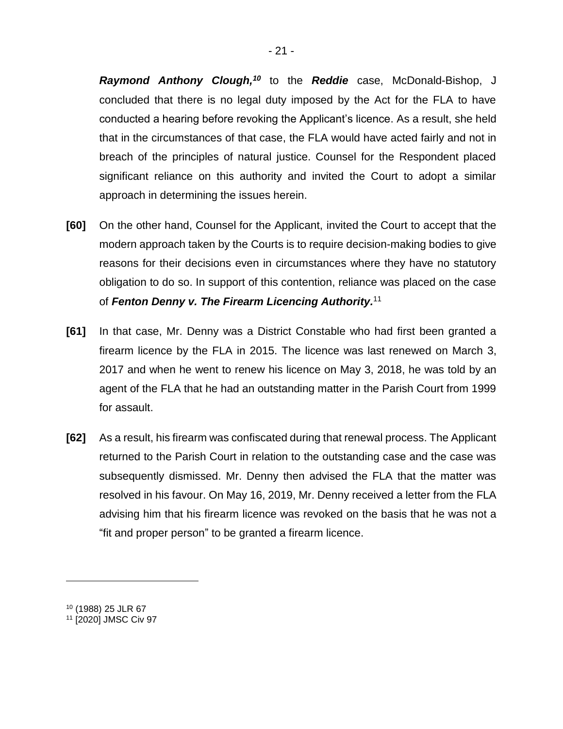***Raymond Anthony Clough,***[10] to the ***Reddie*** case, McDonald-Bishop, J concluded that there is no legal duty imposed by the Act for the FLA to have conducted a hearing before revoking the Applicant's licence. As a result, she held that in the circumstances of that case, the FLA would have acted fairly and not in breach of the principles of natural justice. Counsel for the Respondent placed significant reliance on this authority and invited the Court to adopt a similar approach in determining the issues herein.

**[60]** On the other hand, Counsel for the Applicant, invited the Court to accept that the modern approach taken by the Courts is to require decision-making bodies to give reasons for their decisions even in circumstances where they have no statutory obligation to do so. In support of this contention, reliance was placed on the case of ***Fenton Denny v. The Firearm Licencing Authority.***[11]

**[61]** In that case, Mr. Denny was a District Constable who had first been granted a firearm licence by the FLA in 2015. The licence was last renewed on March 3, 2017 and when he went to renew his licence on May 3, 2018, he was told by an agent of the FLA that he had an outstanding matter in the Parish Court from 1999 for assault.

**[62]** As a result, his firearm was confiscated during that renewal process. The Applicant returned to the Parish Court in relation to the outstanding case and the case was subsequently dismissed. Mr. Denny then advised the FLA that the matter was resolved in his favour. On May 16, 2019, Mr. Denny received a letter from the FLA advising him that his firearm licence was revoked on the basis that he was not a "fit and proper person" to be granted a firearm licence.

---

[10] (1988) 25 JLR 67

[11] [2020] JMSC Civ 97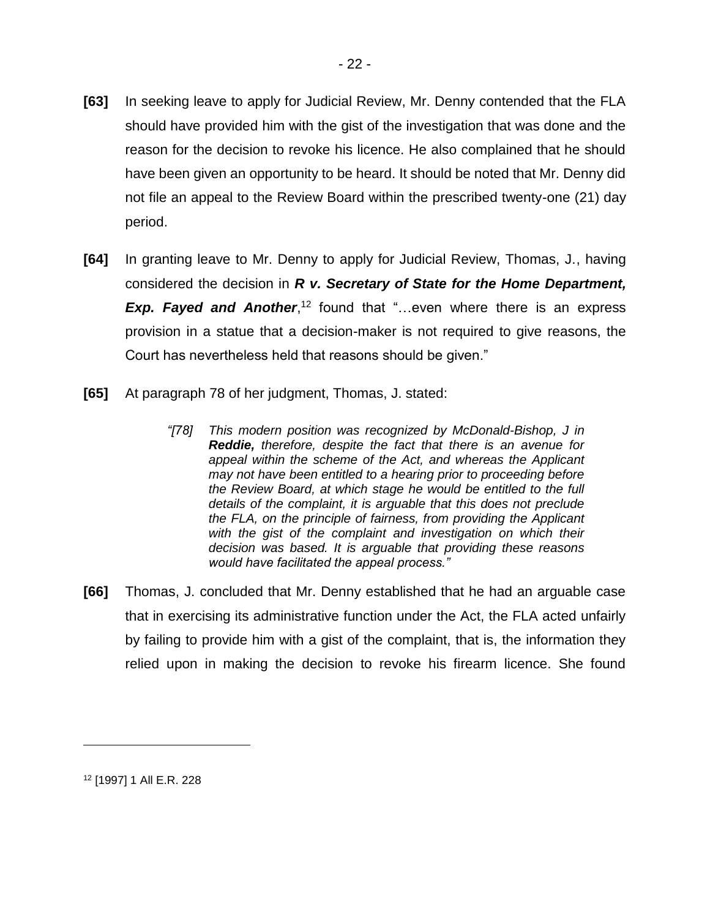**[63]** In seeking leave to apply for Judicial Review, Mr. Denny contended that the FLA should have provided him with the gist of the investigation that was done and the reason for the decision to revoke his licence. He also complained that he should have been given an opportunity to be heard. It should be noted that Mr. Denny did not file an appeal to the Review Board within the prescribed twenty-one (21) day period.

**[64]** In granting leave to Mr. Denny to apply for Judicial Review, Thomas, J., having considered the decision in ***R v. Secretary of State for the Home Department, Exp. Fayed and Another***,[12] found that "…even where there is an express provision in a statue that a decision-maker is not required to give reasons, the Court has nevertheless held that reasons should be given."

**[65]** At paragraph 78 of her judgment, Thomas, J. stated:

> *"[78] This modern position was recognized by McDonald-Bishop, J in **Reddie,** therefore, despite the fact that there is an avenue for appeal within the scheme of the Act, and whereas the Applicant may not have been entitled to a hearing prior to proceeding before the Review Board, at which stage he would be entitled to the full details of the complaint, it is arguable that this does not preclude the FLA, on the principle of fairness, from providing the Applicant with the gist of the complaint and investigation on which their decision was based. It is arguable that providing these reasons would have facilitated the appeal process."*

**[66]** Thomas, J. concluded that Mr. Denny established that he had an arguable case that in exercising its administrative function under the Act, the FLA acted unfairly by failing to provide him with a gist of the complaint, that is, the information they relied upon in making the decision to revoke his firearm licence. She found

---

[12] [1997] 1 All E.R. 228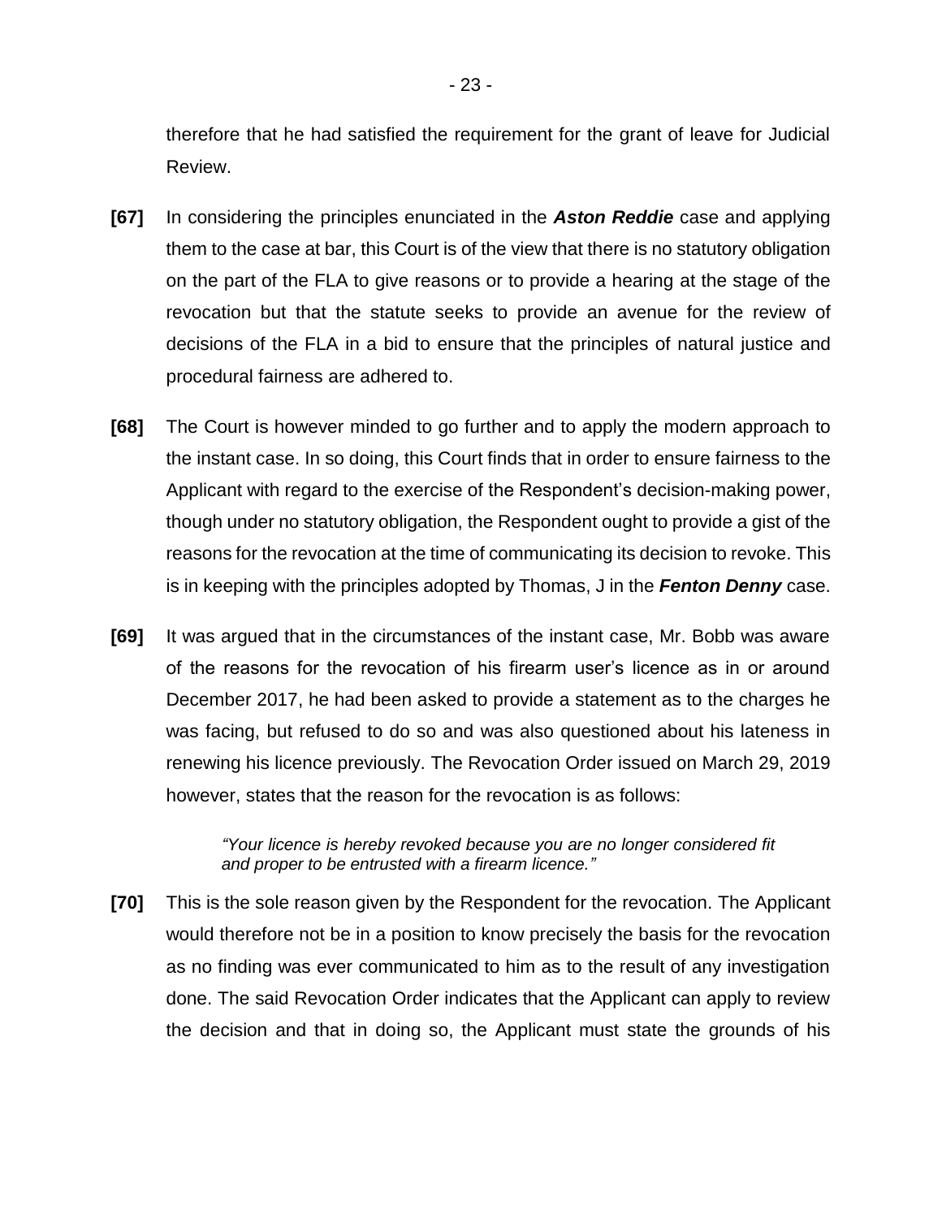therefore that he had satisfied the requirement for the grant of leave for Judicial Review.

**[67]** In considering the principles enunciated in the ***Aston Reddie*** case and applying them to the case at bar, this Court is of the view that there is no statutory obligation on the part of the FLA to give reasons or to provide a hearing at the stage of the revocation but that the statute seeks to provide an avenue for the review of decisions of the FLA in a bid to ensure that the principles of natural justice and procedural fairness are adhered to.

**[68]** The Court is however minded to go further and to apply the modern approach to the instant case. In so doing, this Court finds that in order to ensure fairness to the Applicant with regard to the exercise of the Respondent's decision-making power, though under no statutory obligation, the Respondent ought to provide a gist of the reasons for the revocation at the time of communicating its decision to revoke. This is in keeping with the principles adopted by Thomas, J in the ***Fenton Denny*** case.

**[69]** It was argued that in the circumstances of the instant case, Mr. Bobb was aware of the reasons for the revocation of his firearm user's licence as in or around December 2017, he had been asked to provide a statement as to the charges he was facing, but refused to do so and was also questioned about his lateness in renewing his licence previously. The Revocation Order issued on March 29, 2019 however, states that the reason for the revocation is as follows:

> *"Your licence is hereby revoked because you are no longer considered fit and proper to be entrusted with a firearm licence."*

**[70]** This is the sole reason given by the Respondent for the revocation. The Applicant would therefore not be in a position to know precisely the basis for the revocation as no finding was ever communicated to him as to the result of any investigation done. The said Revocation Order indicates that the Applicant can apply to review the decision and that in doing so, the Applicant must state the grounds of his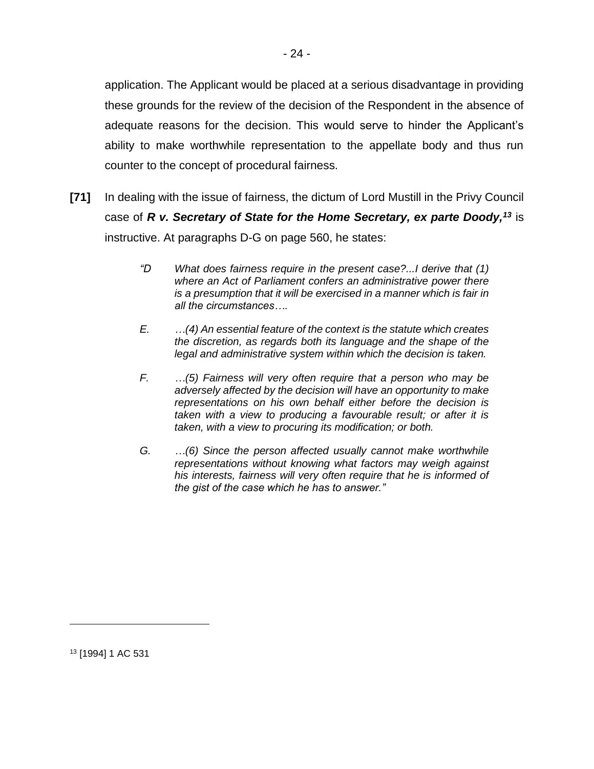application. The Applicant would be placed at a serious disadvantage in providing these grounds for the review of the decision of the Respondent in the absence of adequate reasons for the decision. This would serve to hinder the Applicant's ability to make worthwhile representation to the appellate body and thus run counter to the concept of procedural fairness.

**[71]** In dealing with the issue of fairness, the dictum of Lord Mustill in the Privy Council case of ***R v. Secretary of State for the Home Secretary, ex parte Doody,***[13] is instructive. At paragraphs D-G on page 560, he states:

> *"D What does fairness require in the present case?...I derive that (1) where an Act of Parliament confers an administrative power there is a presumption that it will be exercised in a manner which is fair in all the circumstances….*
>
> *E. …(4) An essential feature of the context is the statute which creates the discretion, as regards both its language and the shape of the legal and administrative system within which the decision is taken.*
>
> *F. …(5) Fairness will very often require that a person who may be adversely affected by the decision will have an opportunity to make representations on his own behalf either before the decision is taken with a view to producing a favourable result; or after it is taken, with a view to procuring its modification; or both.*
>
> *G. …(6) Since the person affected usually cannot make worthwhile representations without knowing what factors may weigh against his interests, fairness will very often require that he is informed of the gist of the case which he has to answer."*

---

[13] [1994] 1 AC 531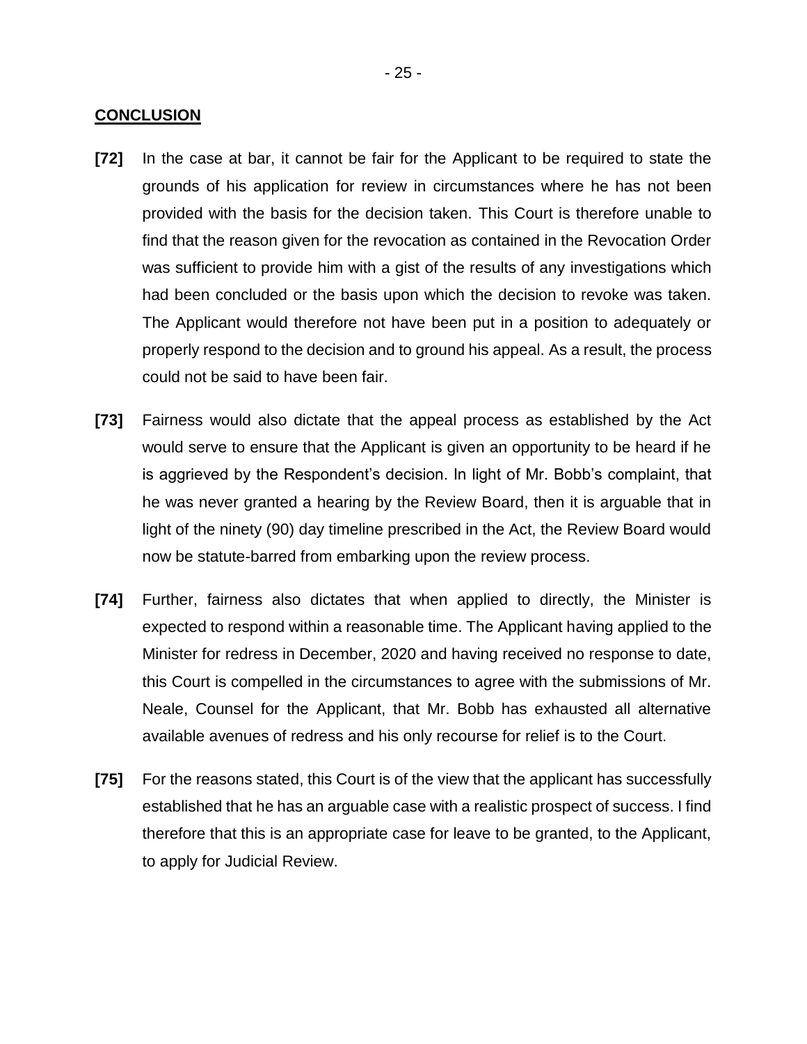## CONCLUSION

**[72]** In the case at bar, it cannot be fair for the Applicant to be required to state the grounds of his application for review in circumstances where he has not been provided with the basis for the decision taken. This Court is therefore unable to find that the reason given for the revocation as contained in the Revocation Order was sufficient to provide him with a gist of the results of any investigations which had been concluded or the basis upon which the decision to revoke was taken. The Applicant would therefore not have been put in a position to adequately or properly respond to the decision and to ground his appeal. As a result, the process could not be said to have been fair.

**[73]** Fairness would also dictate that the appeal process as established by the Act would serve to ensure that the Applicant is given an opportunity to be heard if he is aggrieved by the Respondent's decision. In light of Mr. Bobb's complaint, that he was never granted a hearing by the Review Board, then it is arguable that in light of the ninety (90) day timeline prescribed in the Act, the Review Board would now be statute-barred from embarking upon the review process.

**[74]** Further, fairness also dictates that when applied to directly, the Minister is expected to respond within a reasonable time. The Applicant having applied to the Minister for redress in December, 2020 and having received no response to date, this Court is compelled in the circumstances to agree with the submissions of Mr. Neale, Counsel for the Applicant, that Mr. Bobb has exhausted all alternative available avenues of redress and his only recourse for relief is to the Court.

**[75]** For the reasons stated, this Court is of the view that the applicant has successfully established that he has an arguable case with a realistic prospect of success. I find therefore that this is an appropriate case for leave to be granted, to the Applicant, to apply for Judicial Review.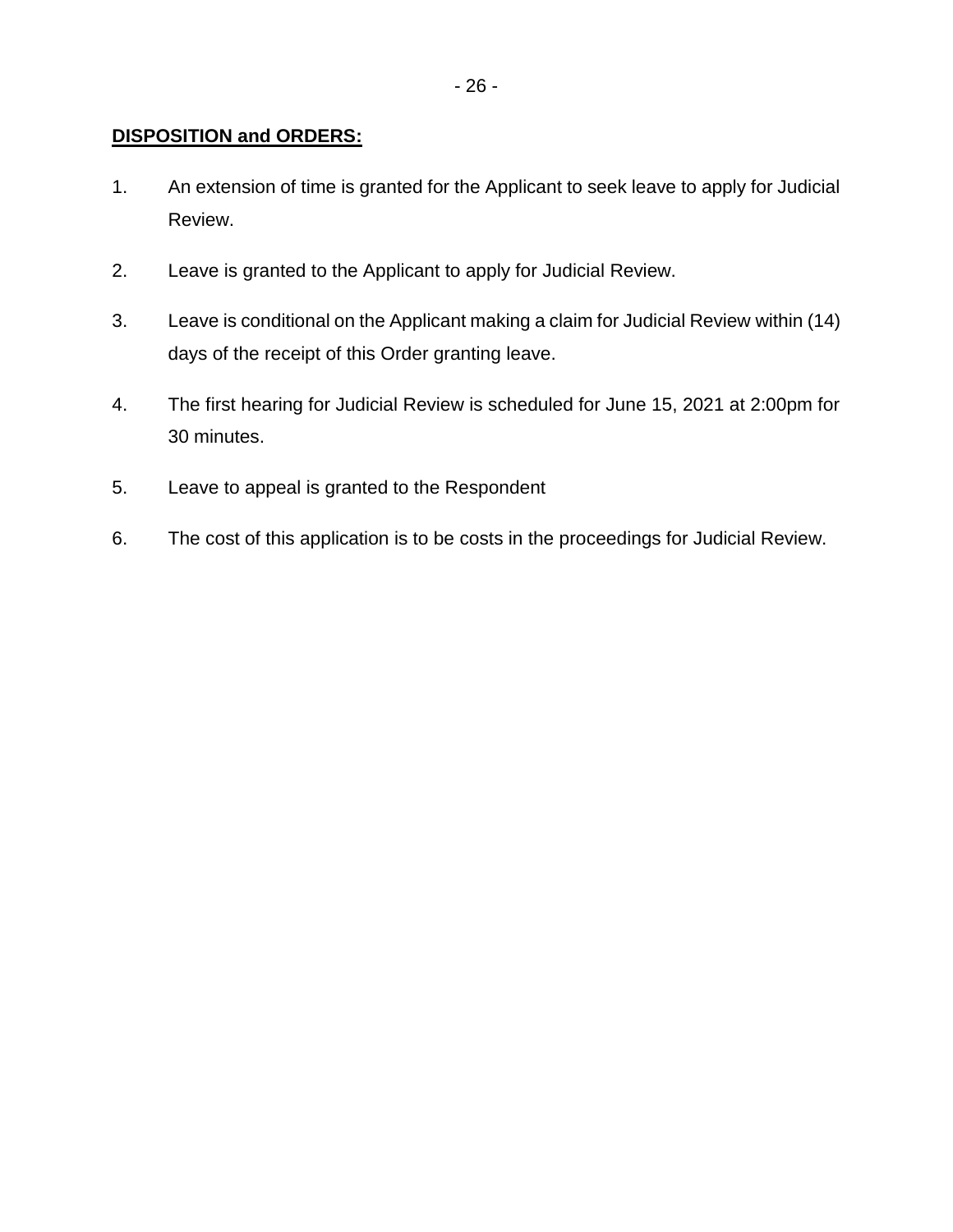**DISPOSITION and ORDERS:**

1. An extension of time is granted for the Applicant to seek leave to apply for Judicial Review.

2. Leave is granted to the Applicant to apply for Judicial Review.

3. Leave is conditional on the Applicant making a claim for Judicial Review within (14) days of the receipt of this Order granting leave.

4. The first hearing for Judicial Review is scheduled for June 15, 2021 at 2:00pm for 30 minutes.

5. Leave to appeal is granted to the Respondent

6. The cost of this application is to be costs in the proceedings for Judicial Review.